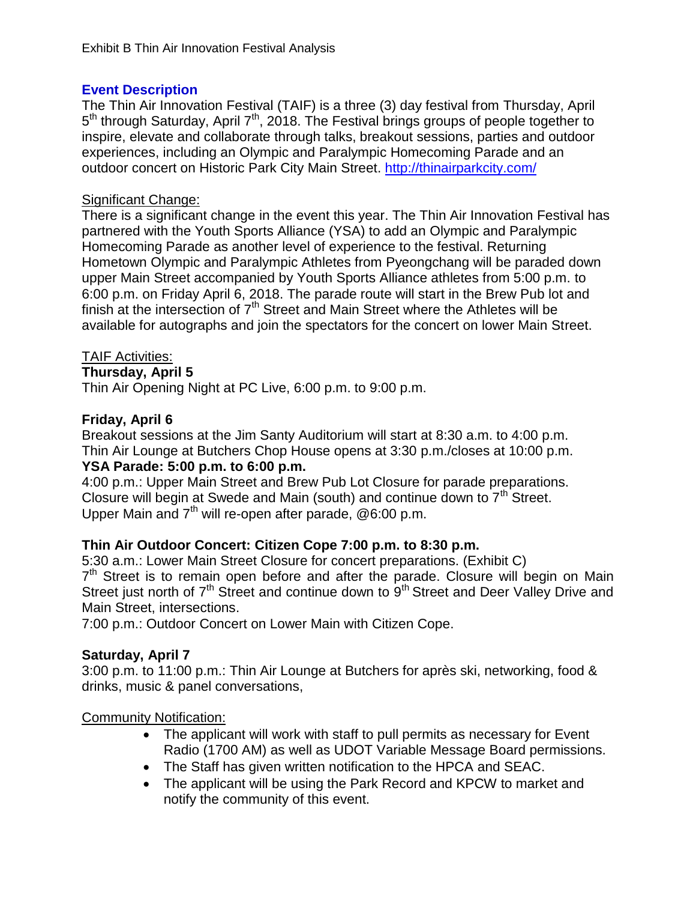Exhibit B Thin Air Innovation Festival Analysis

## Event Description

The Thin Air Innovation Festival (TAIF) is a three (3) day festival from Thursday, April 5th through Saturday, April 7th, 2018. The Festival brings groups of people together to inspire, elevate and collaborate through talks, breakout sessions, parties and outdoor experiences, including an Olympic and Paralympic Homecoming Parade and an outdoor concert on Historic Park City Main Street. [http://thinairparkcity.com/](http://thinairparkcity.com/)

<u>Significant Change:</u>

There is a significant change in the event this year. The Thin Air Innovation Festival has partnered with the Youth Sports Alliance (YSA) to add an Olympic and Paralympic Homecoming Parade as another level of experience to the festival. Returning Hometown Olympic and Paralympic Athletes from Pyeongchang will be paraded down upper Main Street accompanied by Youth Sports Alliance athletes from 5:00 p.m. to 6:00 p.m. on Friday April 6, 2018. The parade route will start in the Brew Pub lot and finish at the intersection of 7th Street and Main Street where the Athletes will be available for autographs and join the spectators for the concert on lower Main Street.

<u>TAIF Activities:</u>

**Thursday, April 5**

Thin Air Opening Night at PC Live, 6:00 p.m. to 9:00 p.m.

**Friday, April 6**

Breakout sessions at the Jim Santy Auditorium will start at 8:30 a.m. to 4:00 p.m.
Thin Air Lounge at Butchers Chop House opens at 3:30 p.m./closes at 10:00 p.m.

**YSA Parade: 5:00 p.m. to 6:00 p.m.**

4:00 p.m.: Upper Main Street and Brew Pub Lot Closure for parade preparations. Closure will begin at Swede and Main (south) and continue down to 7th Street.
Upper Main and 7th will re-open after parade, @6:00 p.m.

**Thin Air Outdoor Concert: Citizen Cope 7:00 p.m. to 8:30 p.m.**

5:30 a.m.: Lower Main Street Closure for concert preparations. (Exhibit C)
7th Street is to remain open before and after the parade. Closure will begin on Main Street just north of 7th Street and continue down to 9th Street and Deer Valley Drive and Main Street, intersections.
7:00 p.m.: Outdoor Concert on Lower Main with Citizen Cope.

**Saturday, April 7**

3:00 p.m. to 11:00 p.m.: Thin Air Lounge at Butchers for après ski, networking, food & drinks, music & panel conversations,

<u>Community Notification:</u>

- The applicant will work with staff to pull permits as necessary for Event Radio (1700 AM) as well as UDOT Variable Message Board permissions.
- The Staff has given written notification to the HPCA and SEAC.
- The applicant will be using the Park Record and KPCW to market and notify the community of this event.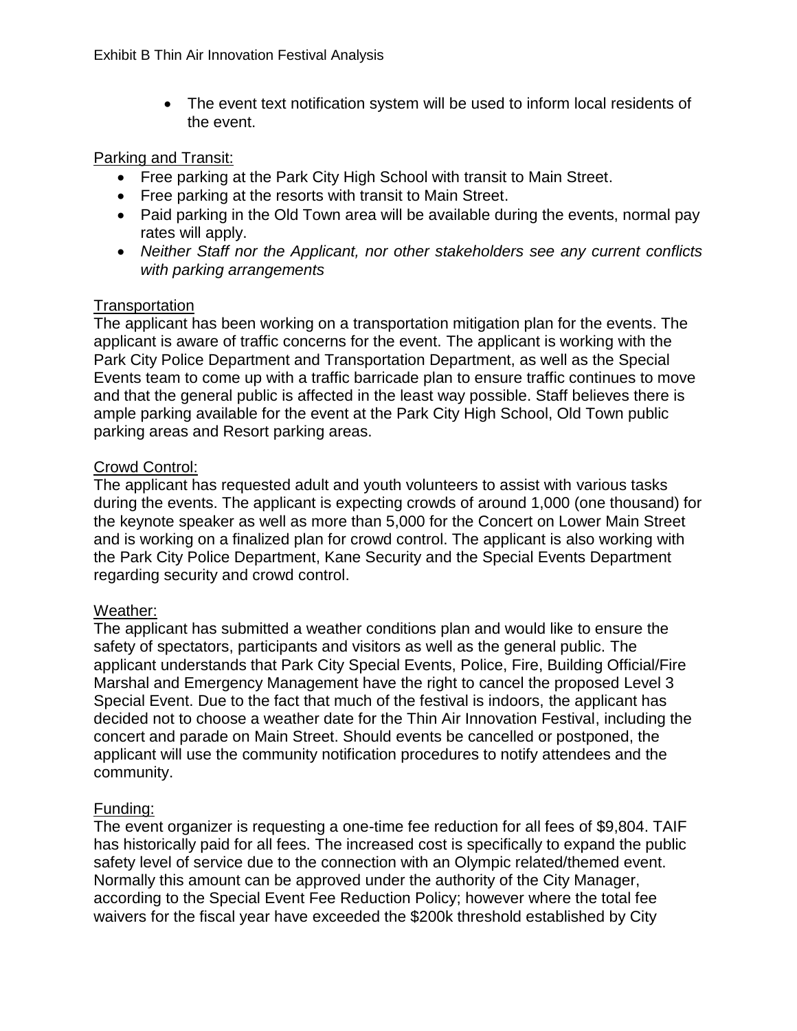- The event text notification system will be used to inform local residents of the event.

Parking and Transit:

- Free parking at the Park City High School with transit to Main Street.
- Free parking at the resorts with transit to Main Street.
- Paid parking in the Old Town area will be available during the events, normal pay rates will apply.
- *Neither Staff nor the Applicant, nor other stakeholders see any current conflicts with parking arrangements*

Transportation

The applicant has been working on a transportation mitigation plan for the events. The applicant is aware of traffic concerns for the event. The applicant is working with the Park City Police Department and Transportation Department, as well as the Special Events team to come up with a traffic barricade plan to ensure traffic continues to move and that the general public is affected in the least way possible. Staff believes there is ample parking available for the event at the Park City High School, Old Town public parking areas and Resort parking areas.

Crowd Control:

The applicant has requested adult and youth volunteers to assist with various tasks during the events. The applicant is expecting crowds of around 1,000 (one thousand) for the keynote speaker as well as more than 5,000 for the Concert on Lower Main Street and is working on a finalized plan for crowd control. The applicant is also working with the Park City Police Department, Kane Security and the Special Events Department regarding security and crowd control.

Weather:

The applicant has submitted a weather conditions plan and would like to ensure the safety of spectators, participants and visitors as well as the general public. The applicant understands that Park City Special Events, Police, Fire, Building Official/Fire Marshal and Emergency Management have the right to cancel the proposed Level 3 Special Event. Due to the fact that much of the festival is indoors, the applicant has decided not to choose a weather date for the Thin Air Innovation Festival, including the concert and parade on Main Street. Should events be cancelled or postponed, the applicant will use the community notification procedures to notify attendees and the community.

Funding:

The event organizer is requesting a one-time fee reduction for all fees of $9,804. TAIF has historically paid for all fees. The increased cost is specifically to expand the public safety level of service due to the connection with an Olympic related/themed event. Normally this amount can be approved under the authority of the City Manager, according to the Special Event Fee Reduction Policy; however where the total fee waivers for the fiscal year have exceeded the $200k threshold established by City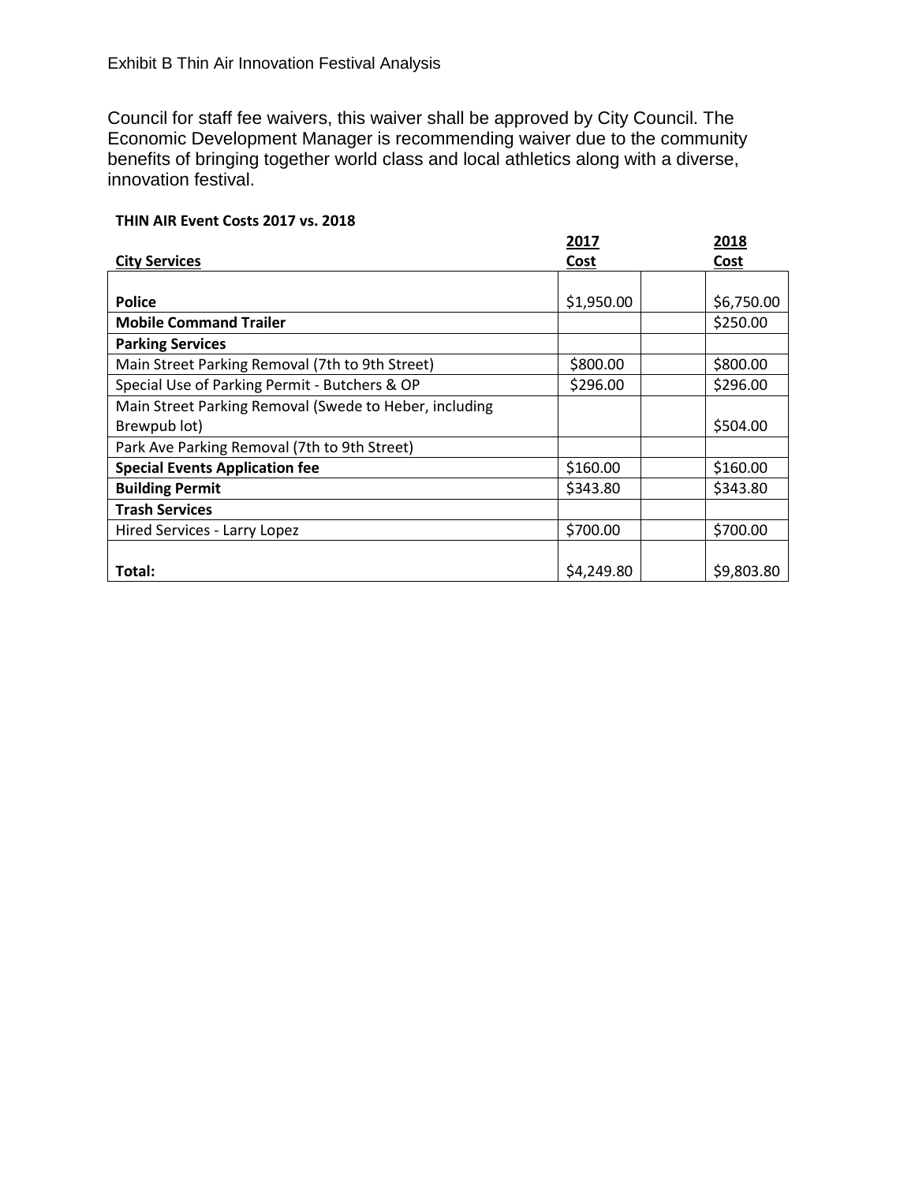Council for staff fee waivers, this waiver shall be approved by City Council. The Economic Development Manager is recommending waiver due to the community benefits of bringing together world class and local athletics along with a diverse, innovation festival.

**THIN AIR Event Costs 2017 vs. 2018**

| City Services | 2017 Cost | | 2018 Cost |
|---|---|---|---|
| **Police** | $1,950.00 | | $6,750.00 |
| **Mobile Command Trailer** | | | $250.00 |
| **Parking Services** | | | |
| Main Street Parking Removal (7th to 9th Street) | $800.00 | | $800.00 |
| Special Use of Parking Permit - Butchers & OP | $296.00 | | $296.00 |
| Main Street Parking Removal (Swede to Heber, including Brewpub lot) | | | $504.00 |
| Park Ave Parking Removal (7th to 9th Street) | | | |
| **Special Events Application fee** | $160.00 | | $160.00 |
| **Building Permit** | $343.80 | | $343.80 |
| **Trash Services** | | | |
| Hired Services - Larry Lopez | $700.00 | | $700.00 |
| **Total:** | $4,249.80 | | $9,803.80 |